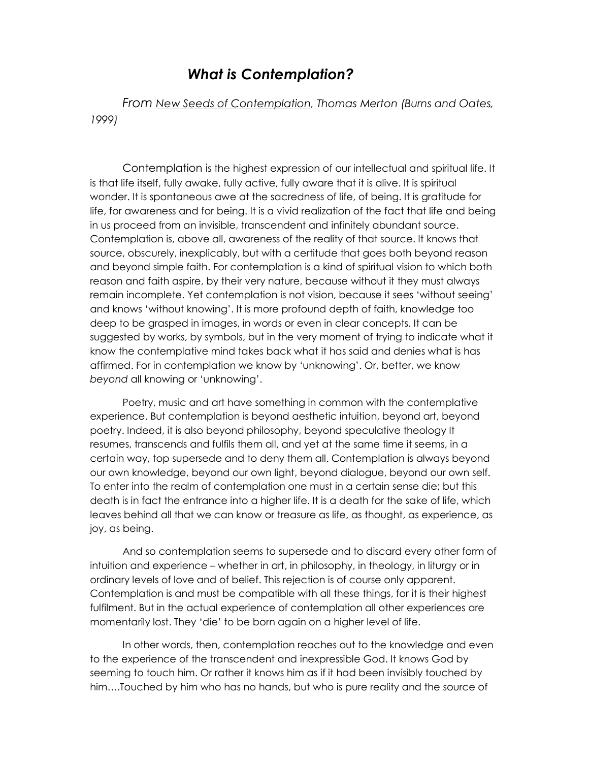# *What is Contemplation?*

*From* *New Seeds of Contemplation, Thomas Merton (Burns and Oates, 1999)*

Contemplation is the highest expression of our intellectual and spiritual life. It is that life itself, fully awake, fully active, fully aware that it is alive. It is spiritual wonder. It is spontaneous awe at the sacredness of life, of being. It is gratitude for life, for awareness and for being. It is a vivid realization of the fact that life and being in us proceed from an invisible, transcendent and infinitely abundant source. Contemplation is, above all, awareness of the reality of that source. It knows that source, obscurely, inexplicably, but with a certitude that goes both beyond reason and beyond simple faith. For contemplation is a kind of spiritual vision to which both reason and faith aspire, by their very nature, because without it they must always remain incomplete. Yet contemplation is not vision, because it sees 'without seeing' and knows 'without knowing'. It is more profound depth of faith, knowledge too deep to be grasped in images, in words or even in clear concepts. It can be suggested by works, by symbols, but in the very moment of trying to indicate what it know the contemplative mind takes back what it has said and denies what is has affirmed. For in contemplation we know by 'unknowing'. Or, better, we know *beyond* all knowing or 'unknowing'.

Poetry, music and art have something in common with the contemplative experience. But contemplation is beyond aesthetic intuition, beyond art, beyond poetry. Indeed, it is also beyond philosophy, beyond speculative theology It resumes, transcends and fulfils them all, and yet at the same time it seems, in a certain way, top supersede and to deny them all. Contemplation is always beyond our own knowledge, beyond our own light, beyond dialogue, beyond our own self. To enter into the realm of contemplation one must in a certain sense die; but this death is in fact the entrance into a higher life. It is a death for the sake of life, which leaves behind all that we can know or treasure as life, as thought, as experience, as joy, as being.

And so contemplation seems to supersede and to discard every other form of intuition and experience – whether in art, in philosophy, in theology, in liturgy or in ordinary levels of love and of belief. This rejection is of course only apparent. Contemplation is and must be compatible with all these things, for it is their highest fulfilment. But in the actual experience of contemplation all other experiences are momentarily lost. They 'die' to be born again on a higher level of life.

In other words, then, contemplation reaches out to the knowledge and even to the experience of the transcendent and inexpressible God. It knows God by seeming to touch him. Or rather it knows him as if it had been invisibly touched by him….Touched by him who has no hands, but who is pure reality and the source of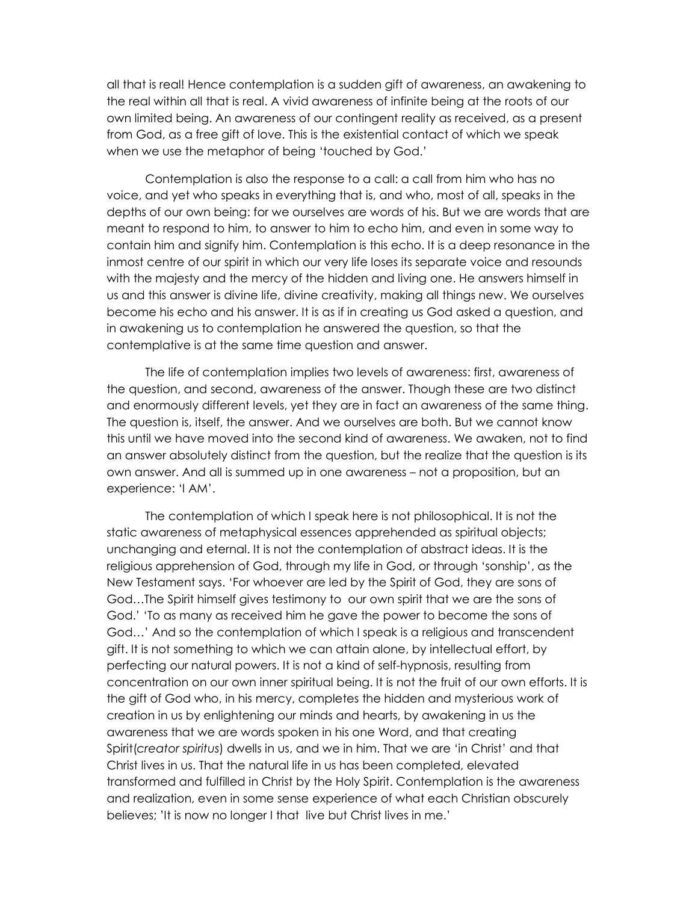all that is real! Hence contemplation is a sudden gift of awareness, an awakening to the real within all that is real. A vivid awareness of infinite being at the roots of our own limited being. An awareness of our contingent reality as received, as a present from God, as a free gift of love. This is the existential contact of which we speak when we use the metaphor of being 'touched by God.'

Contemplation is also the response to a call: a call from him who has no voice, and yet who speaks in everything that is, and who, most of all, speaks in the depths of our own being: for we ourselves are words of his. But we are words that are meant to respond to him, to answer to him to echo him, and even in some way to contain him and signify him. Contemplation is this echo. It is a deep resonance in the inmost centre of our spirit in which our very life loses its separate voice and resounds with the majesty and the mercy of the hidden and living one. He answers himself in us and this answer is divine life, divine creativity, making all things new. We ourselves become his echo and his answer. It is as if in creating us God asked a question, and in awakening us to contemplation he answered the question, so that the contemplative is at the same time question and answer.

The life of contemplation implies two levels of awareness: first, awareness of the question, and second, awareness of the answer. Though these are two distinct and enormously different levels, yet they are in fact an awareness of the same thing. The question is, itself, the answer. And we ourselves are both. But we cannot know this until we have moved into the second kind of awareness. We awaken, not to find an answer absolutely distinct from the question, but the realize that the question is its own answer. And all is summed up in one awareness – not a proposition, but an experience: 'I AM'.

The contemplation of which I speak here is not philosophical. It is not the static awareness of metaphysical essences apprehended as spiritual objects; unchanging and eternal. It is not the contemplation of abstract ideas. It is the religious apprehension of God, through my life in God, or through 'sonship', as the New Testament says. 'For whoever are led by the Spirit of God, they are sons of God…The Spirit himself gives testimony to our own spirit that we are the sons of God.' 'To as many as received him he gave the power to become the sons of God…' And so the contemplation of which I speak is a religious and transcendent gift. It is not something to which we can attain alone, by intellectual effort, by perfecting our natural powers. It is not a kind of self-hypnosis, resulting from concentration on our own inner spiritual being. It is not the fruit of our own efforts. It is the gift of God who, in his mercy, completes the hidden and mysterious work of creation in us by enlightening our minds and hearts, by awakening in us the awareness that we are words spoken in his one Word, and that creating Spirit(*creator spiritus*) dwells in us, and we in him. That we are 'in Christ' and that Christ lives in us. That the natural life in us has been completed, elevated transformed and fulfilled in Christ by the Holy Spirit. Contemplation is the awareness and realization, even in some sense experience of what each Christian obscurely believes; 'It is now no longer I that live but Christ lives in me.'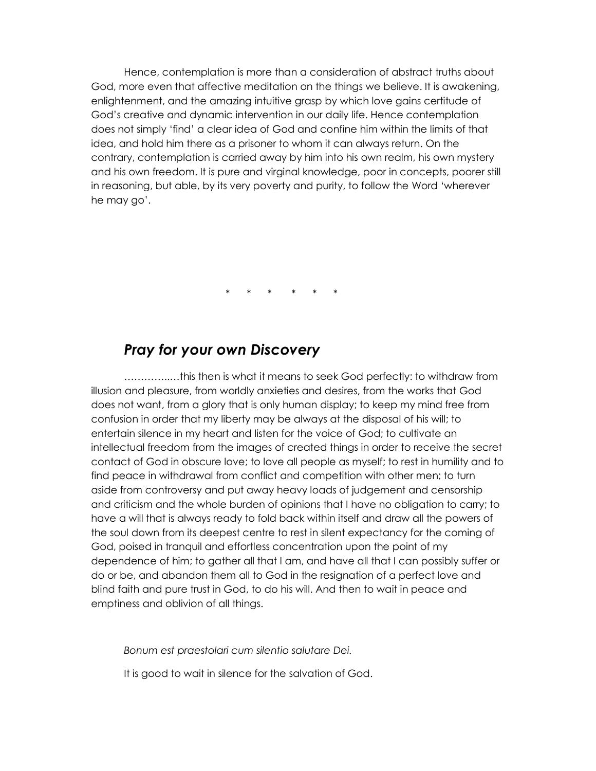Hence, contemplation is more than a consideration of abstract truths about God, more even that affective meditation on the things we believe. It is awakening, enlightenment, and the amazing intuitive grasp by which love gains certitude of God's creative and dynamic intervention in our daily life. Hence contemplation does not simply 'find' a clear idea of God and confine him within the limits of that idea, and hold him there as a prisoner to whom it can always return. On the contrary, contemplation is carried away by him into his own realm, his own mystery and his own freedom. It is pure and virginal knowledge, poor in concepts, poorer still in reasoning, but able, by its very poverty and purity, to follow the Word 'wherever he may go'.

\* \* \* \* \* \*

## *Pray for your own Discovery*

……………this then is what it means to seek God perfectly: to withdraw from illusion and pleasure, from worldly anxieties and desires, from the works that God does not want, from a glory that is only human display; to keep my mind free from confusion in order that my liberty may be always at the disposal of his will; to entertain silence in my heart and listen for the voice of God; to cultivate an intellectual freedom from the images of created things in order to receive the secret contact of God in obscure love; to love all people as myself; to rest in humility and to find peace in withdrawal from conflict and competition with other men; to turn aside from controversy and put away heavy loads of judgement and censorship and criticism and the whole burden of opinions that I have no obligation to carry; to have a will that is always ready to fold back within itself and draw all the powers of the soul down from its deepest centre to rest in silent expectancy for the coming of God, poised in tranquil and effortless concentration upon the point of my dependence of him; to gather all that I am, and have all that I can possibly suffer or do or be, and abandon them all to God in the resignation of a perfect love and blind faith and pure trust in God, to do his will. And then to wait in peace and emptiness and oblivion of all things.

*Bonum est praestolari cum silentio salutare Dei.*

It is good to wait in silence for the salvation of God.